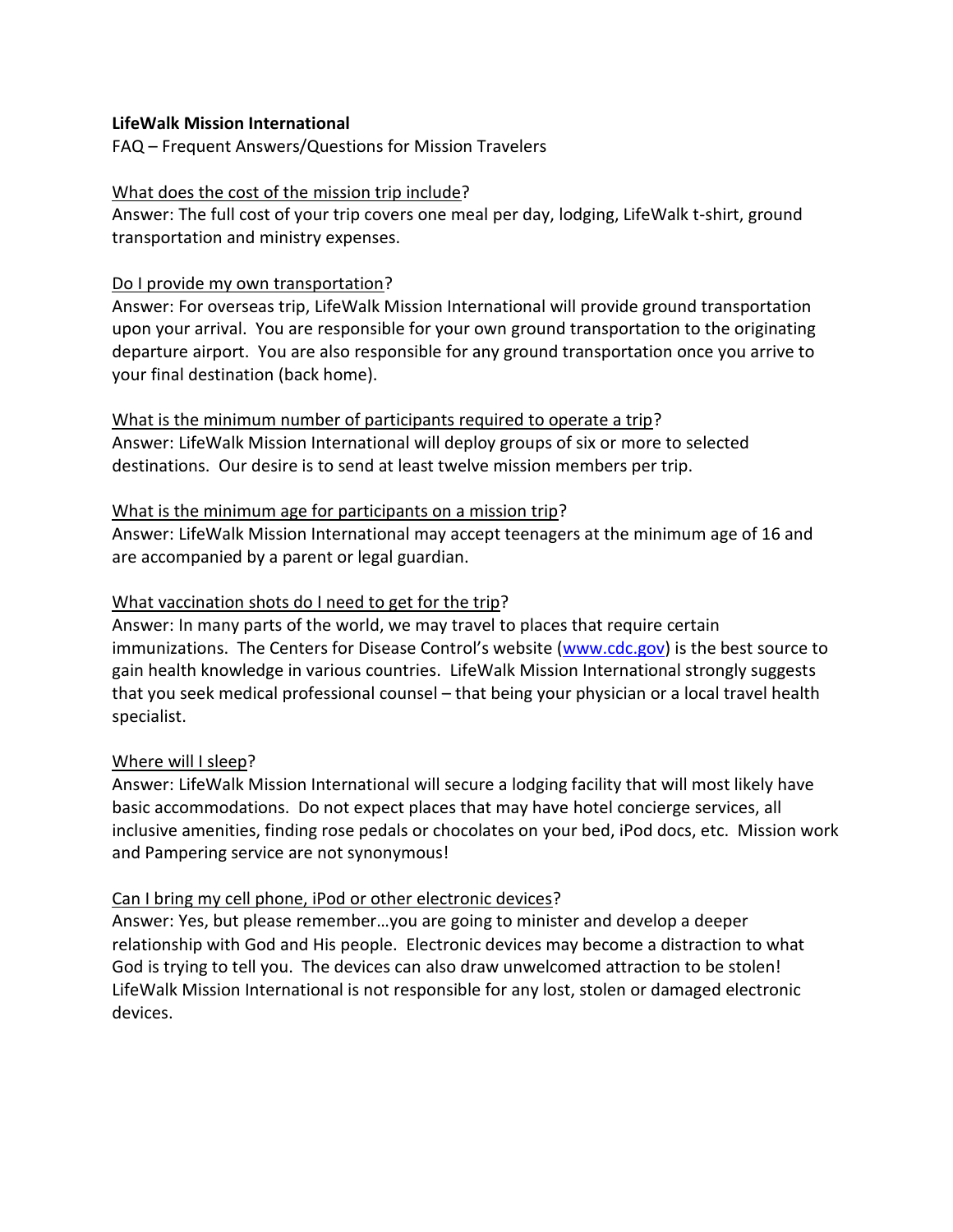**LifeWalk Mission International**

FAQ – Frequent Answers/Questions for Mission Travelers

What does the cost of the mission trip include?

Answer: The full cost of your trip covers one meal per day, lodging, LifeWalk t-shirt, ground transportation and ministry expenses.

Do I provide my own transportation?

Answer: For overseas trip, LifeWalk Mission International will provide ground transportation upon your arrival. You are responsible for your own ground transportation to the originating departure airport. You are also responsible for any ground transportation once you arrive to your final destination (back home).

What is the minimum number of participants required to operate a trip?

Answer: LifeWalk Mission International will deploy groups of six or more to selected destinations. Our desire is to send at least twelve mission members per trip.

What is the minimum age for participants on a mission trip?

Answer: LifeWalk Mission International may accept teenagers at the minimum age of 16 and are accompanied by a parent or legal guardian.

What vaccination shots do I need to get for the trip?

Answer: In many parts of the world, we may travel to places that require certain immunizations. The Centers for Disease Control's website ([www.cdc.gov](www.cdc.gov)) is the best source to gain health knowledge in various countries. LifeWalk Mission International strongly suggests that you seek medical professional counsel – that being your physician or a local travel health specialist.

Where will I sleep?

Answer: LifeWalk Mission International will secure a lodging facility that will most likely have basic accommodations. Do not expect places that may have hotel concierge services, all inclusive amenities, finding rose pedals or chocolates on your bed, iPod docs, etc. Mission work and Pampering service are not synonymous!

Can I bring my cell phone, iPod or other electronic devices?

Answer: Yes, but please remember…you are going to minister and develop a deeper relationship with God and His people. Electronic devices may become a distraction to what God is trying to tell you. The devices can also draw unwelcomed attraction to be stolen! LifeWalk Mission International is not responsible for any lost, stolen or damaged electronic devices.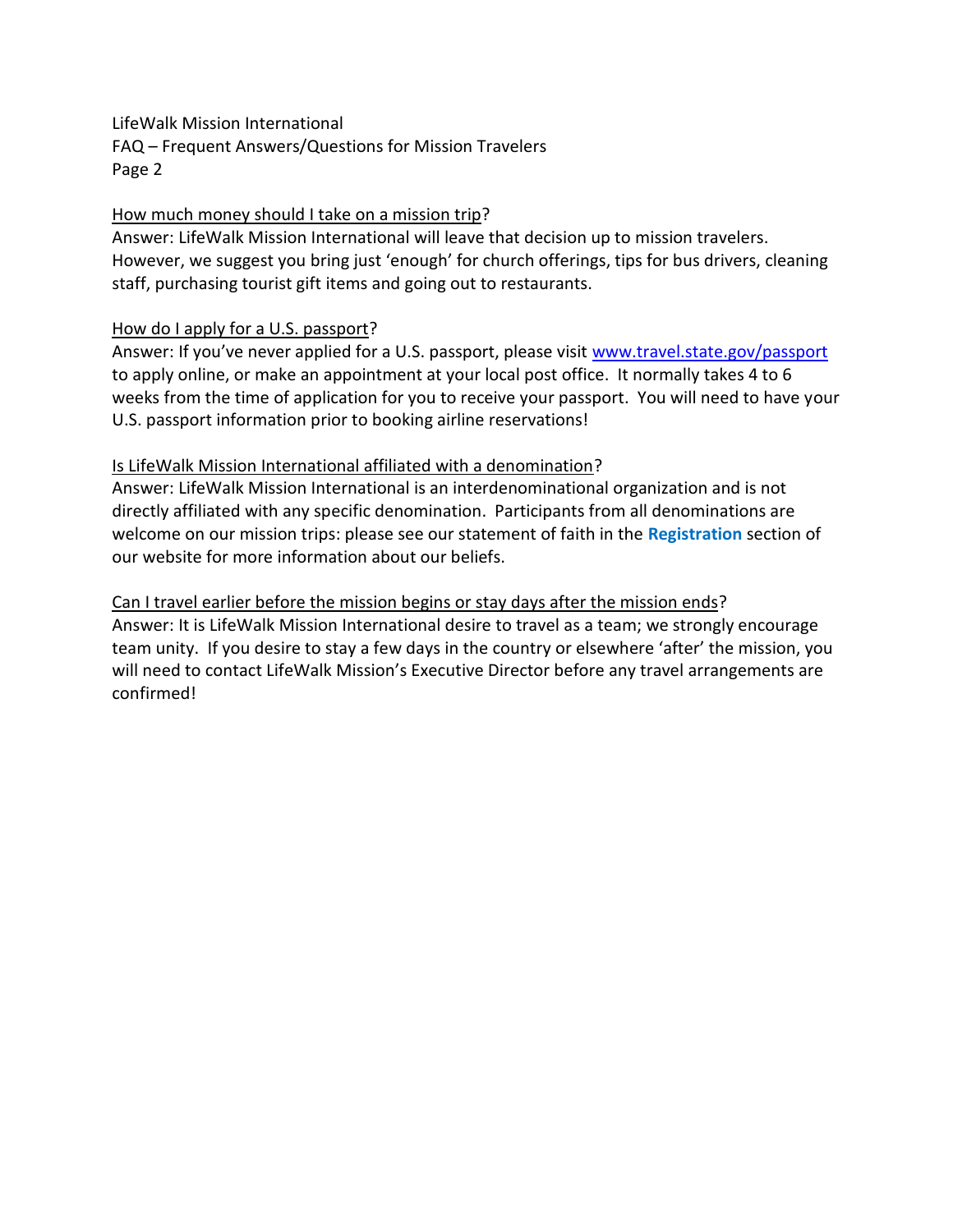How much money should I take on a mission trip?

Answer: LifeWalk Mission International will leave that decision up to mission travelers. However, we suggest you bring just 'enough' for church offerings, tips for bus drivers, cleaning staff, purchasing tourist gift items and going out to restaurants.

How do I apply for a U.S. passport?

Answer: If you've never applied for a U.S. passport, please visit [www.travel.state.gov/passport](http://www.travel.state.gov/passport) to apply online, or make an appointment at your local post office. It normally takes 4 to 6 weeks from the time of application for you to receive your passport. You will need to have your U.S. passport information prior to booking airline reservations!

Is LifeWalk Mission International affiliated with a denomination?

Answer: LifeWalk Mission International is an interdenominational organization and is not directly affiliated with any specific denomination. Participants from all denominations are welcome on our mission trips: please see our statement of faith in the **Registration** section of our website for more information about our beliefs.

Can I travel earlier before the mission begins or stay days after the mission ends?

Answer: It is LifeWalk Mission International desire to travel as a team; we strongly encourage team unity. If you desire to stay a few days in the country or elsewhere 'after' the mission, you will need to contact LifeWalk Mission's Executive Director before any travel arrangements are confirmed!